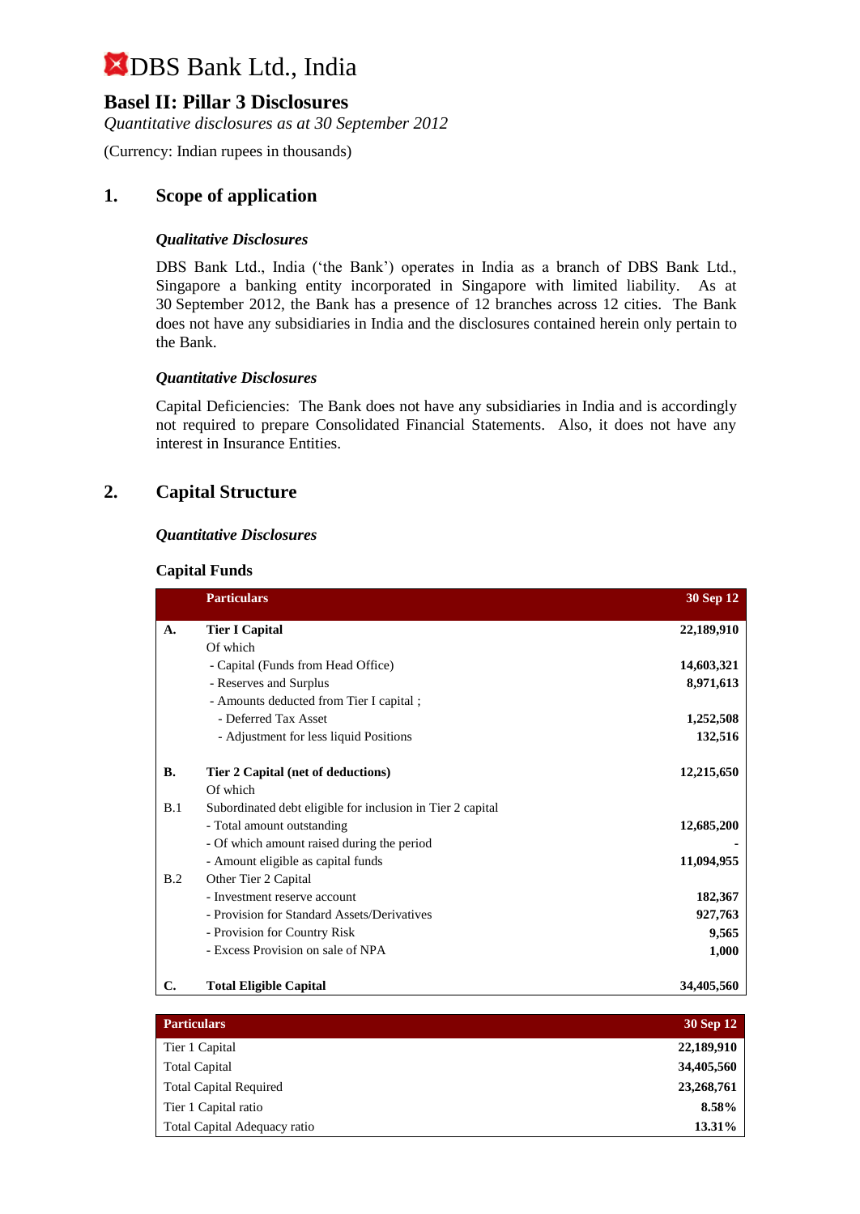# DBS Bank Ltd., India

## Basel II: Pillar 3 Disclosures

*Quantitative disclosures as at 30 September 2012*

(Currency: Indian rupees in thousands)

## 1. Scope of application

### *Qualitative Disclosures*

DBS Bank Ltd., India ('the Bank') operates in India as a branch of DBS Bank Ltd., Singapore a banking entity incorporated in Singapore with limited liability. As at 30 September 2012, the Bank has a presence of 12 branches across 12 cities. The Bank does not have any subsidiaries in India and the disclosures contained herein only pertain to the Bank.

### *Quantitative Disclosures*

Capital Deficiencies: The Bank does not have any subsidiaries in India and is accordingly not required to prepare Consolidated Financial Statements. Also, it does not have any interest in Insurance Entities.

## 2. Capital Structure

### *Quantitative Disclosures*

**Capital Funds**

| | Particulars | 30 Sep 12 |
|---|---|---|
| **A.** | **Tier I Capital** | **22,189,910** |
| | Of which | |
| | - Capital (Funds from Head Office) | **14,603,321** |
| | - Reserves and Surplus | **8,971,613** |
| | - Amounts deducted from Tier I capital ; | |
| | - Deferred Tax Asset | **1,252,508** |
| | - Adjustment for less liquid Positions | **132,516** |
| **B.** | **Tier 2 Capital (net of deductions)** | **12,215,650** |
| | Of which | |
| B.1 | Subordinated debt eligible for inclusion in Tier 2 capital | |
| | - Total amount outstanding | **12,685,200** |
| | - Of which amount raised during the period | **-** |
| | - Amount eligible as capital funds | **11,094,955** |
| B.2 | Other Tier 2 Capital | |
| | - Investment reserve account | **182,367** |
| | - Provision for Standard Assets/Derivatives | **927,763** |
| | - Provision for Country Risk | **9,565** |
| | - Excess Provision on sale of NPA | **1,000** |
| **C.** | **Total Eligible Capital** | **34,405,560** |

| Particulars | 30 Sep 12 |
|---|---|
| Tier 1 Capital | **22,189,910** |
| Total Capital | **34,405,560** |
| Total Capital Required | **23,268,761** |
| Tier 1 Capital ratio | **8.58%** |
| Total Capital Adequacy ratio | **13.31%** |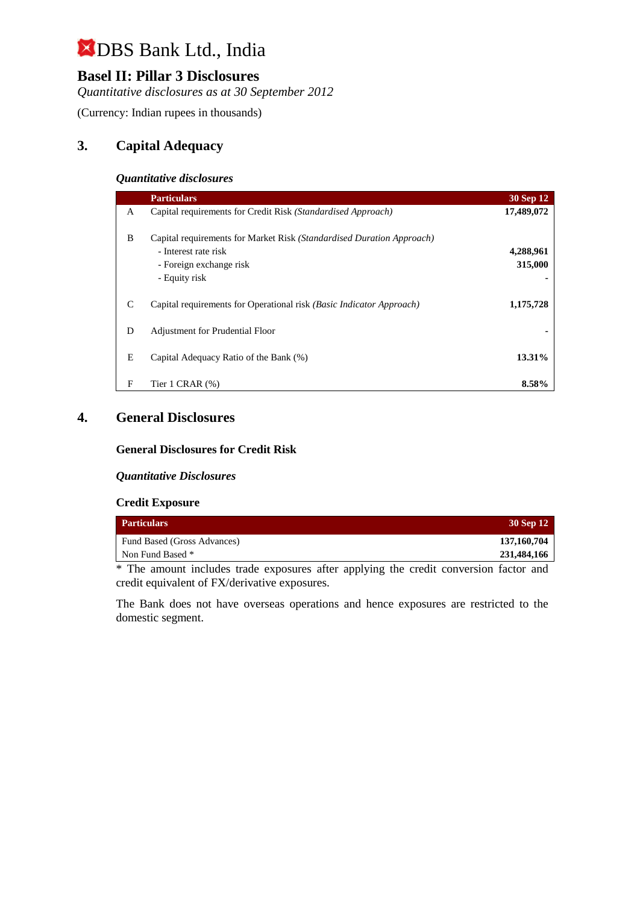# DBS Bank Ltd., India

## Basel II: Pillar 3 Disclosures

*Quantitative disclosures as at 30 September 2012*

(Currency: Indian rupees in thousands)

## 3. Capital Adequacy

### *Quantitative disclosures*

| | Particulars | 30 Sep 12 |
|---|---|---|
| A | Capital requirements for Credit Risk *(Standardised Approach)* | **17,489,072** |
| B | Capital requirements for Market Risk *(Standardised Duration Approach)* | |
| | - Interest rate risk | **4,288,961** |
| | - Foreign exchange risk | **315,000** |
| | - Equity risk | **-** |
| C | Capital requirements for Operational risk *(Basic Indicator Approach)* | **1,175,728** |
| D | Adjustment for Prudential Floor | **-** |
| E | Capital Adequacy Ratio of the Bank (%) | **13.31%** |
| F | Tier 1 CRAR (%) | **8.58%** |

## 4. General Disclosures

### General Disclosures for Credit Risk

### *Quantitative Disclosures*

### Credit Exposure

| Particulars | 30 Sep 12 |
|---|---|
| Fund Based (Gross Advances) | **137,160,704** |
| Non Fund Based * | **231,484,166** |

* The amount includes trade exposures after applying the credit conversion factor and credit equivalent of FX/derivative exposures.

The Bank does not have overseas operations and hence exposures are restricted to the domestic segment.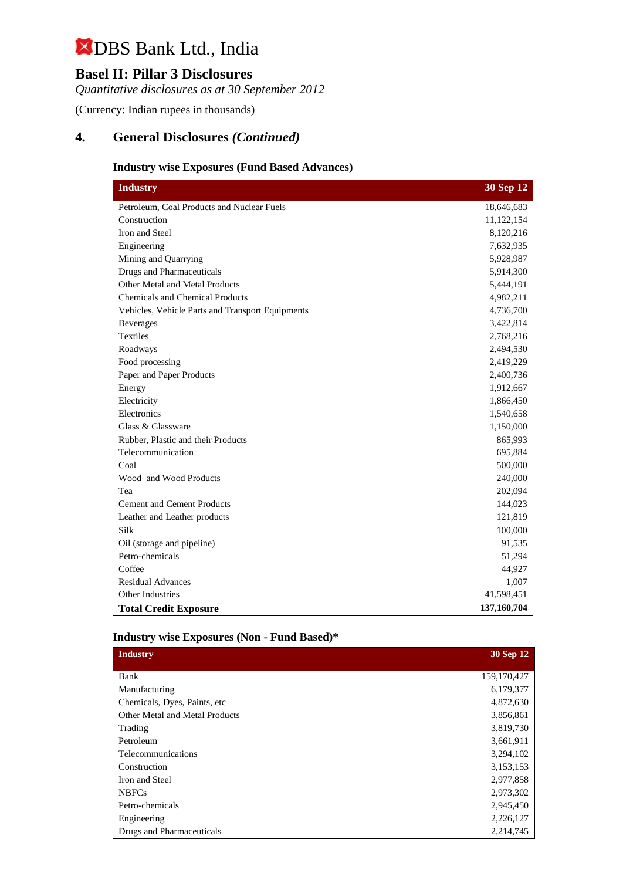# DBS Bank Ltd., India

## Basel II: Pillar 3 Disclosures

*Quantitative disclosures as at 30 September 2012*

(Currency: Indian rupees in thousands)

## 4. General Disclosures *(Continued)*

### Industry wise Exposures (Fund Based Advances)

| Industry | 30 Sep 12 |
|---|---:|
| Petroleum, Coal Products and Nuclear Fuels | 18,646,683 |
| Construction | 11,122,154 |
| Iron and Steel | 8,120,216 |
| Engineering | 7,632,935 |
| Mining and Quarrying | 5,928,987 |
| Drugs and Pharmaceuticals | 5,914,300 |
| Other Metal and Metal Products | 5,444,191 |
| Chemicals and Chemical Products | 4,982,211 |
| Vehicles, Vehicle Parts and Transport Equipments | 4,736,700 |
| Beverages | 3,422,814 |
| Textiles | 2,768,216 |
| Roadways | 2,494,530 |
| Food processing | 2,419,229 |
| Paper and Paper Products | 2,400,736 |
| Energy | 1,912,667 |
| Electricity | 1,866,450 |
| Electronics | 1,540,658 |
| Glass & Glassware | 1,150,000 |
| Rubber, Plastic and their Products | 865,993 |
| Telecommunication | 695,884 |
| Coal | 500,000 |
| Wood and Wood Products | 240,000 |
| Tea | 202,094 |
| Cement and Cement Products | 144,023 |
| Leather and Leather products | 121,819 |
| Silk | 100,000 |
| Oil (storage and pipeline) | 91,535 |
| Petro-chemicals | 51,294 |
| Coffee | 44,927 |
| Residual Advances | 1,007 |
| Other Industries | 41,598,451 |
| **Total Credit Exposure** | **137,160,704** |

### Industry wise Exposures (Non - Fund Based)*

| Industry | 30 Sep 12 |
|---|---:|
| Bank | 159,170,427 |
| Manufacturing | 6,179,377 |
| Chemicals, Dyes, Paints, etc | 4,872,630 |
| Other Metal and Metal Products | 3,856,861 |
| Trading | 3,819,730 |
| Petroleum | 3,661,911 |
| Telecommunications | 3,294,102 |
| Construction | 3,153,153 |
| Iron and Steel | 2,977,858 |
| NBFCs | 2,973,302 |
| Petro-chemicals | 2,945,450 |
| Engineering | 2,226,127 |
| Drugs and Pharmaceuticals | 2,214,745 |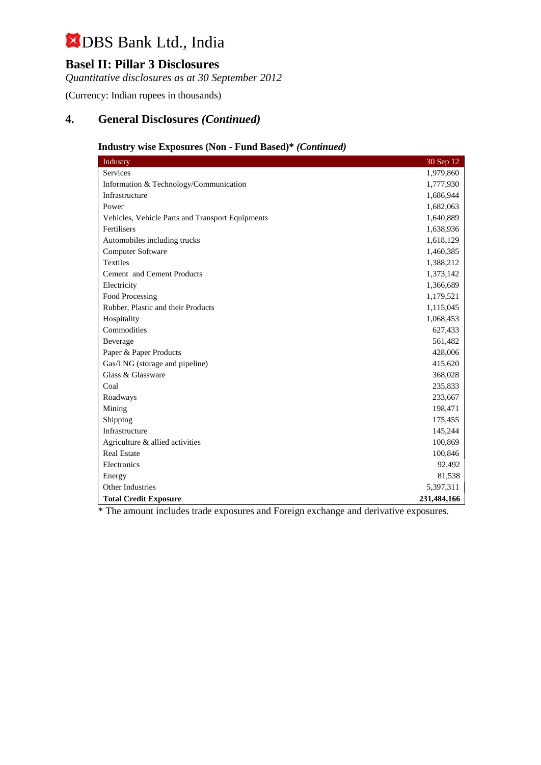# DBS Bank Ltd., India

## Basel II: Pillar 3 Disclosures

*Quantitative disclosures as at 30 September 2012*

(Currency: Indian rupees in thousands)

## 4. General Disclosures *(Continued)*

### Industry wise Exposures (Non - Fund Based)* *(Continued)*

| Industry | 30 Sep 12 |
|---|---|
| Services | 1,979,860 |
| Information & Technology/Communication | 1,777,930 |
| Infrastructure | 1,686,944 |
| Power | 1,682,063 |
| Vehicles, Vehicle Parts and Transport Equipments | 1,640,889 |
| Fertilisers | 1,638,936 |
| Automobiles including trucks | 1,618,129 |
| Computer Software | 1,460,385 |
| Textiles | 1,388,212 |
| Cement and Cement Products | 1,373,142 |
| Electricity | 1,366,689 |
| Food Processing | 1,179,521 |
| Rubber, Plastic and their Products | 1,115,045 |
| Hospitality | 1,068,453 |
| Commodities | 627,433 |
| Beverage | 561,482 |
| Paper & Paper Products | 428,006 |
| Gas/LNG (storage and pipeline) | 415,620 |
| Glass & Glassware | 368,028 |
| Coal | 235,833 |
| Roadways | 233,667 |
| Mining | 198,471 |
| Shipping | 175,455 |
| Infrastructure | 145,244 |
| Agriculture & allied activities | 100,869 |
| Real Estate | 100,846 |
| Electronics | 92,492 |
| Energy | 81,538 |
| Other Industries | 5,397,311 |
| **Total Credit Exposure** | **231,484,166** |

* The amount includes trade exposures and Foreign exchange and derivative exposures.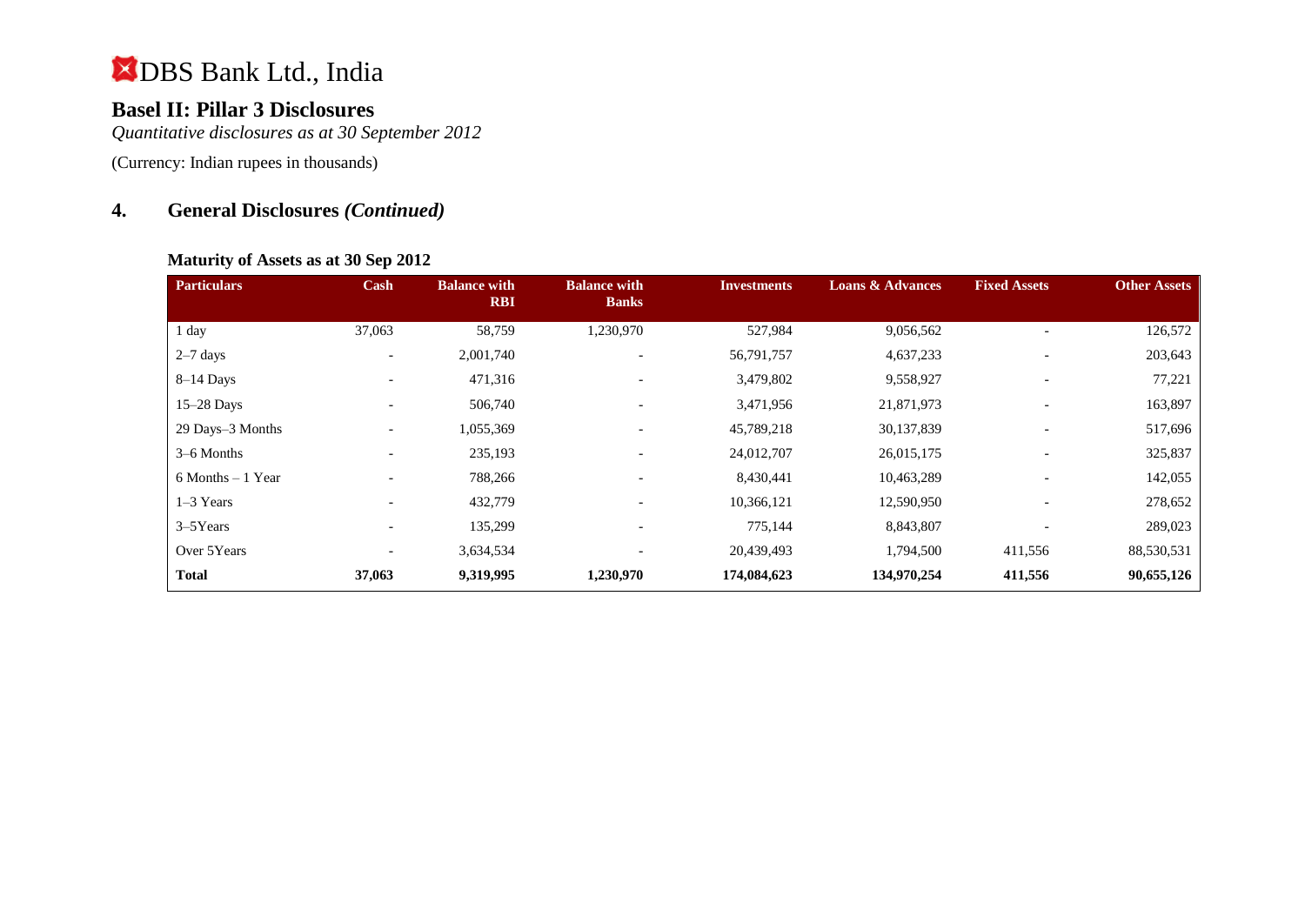# DBS Bank Ltd., India

## Basel II: Pillar 3 Disclosures

*Quantitative disclosures as at 30 September 2012*

(Currency: Indian rupees in thousands)

## 4. General Disclosures *(Continued)*

### Maturity of Assets as at 30 Sep 2012

| Particulars | Cash | Balance with RBI | Balance with Banks | Investments | Loans & Advances | Fixed Assets | Other Assets |
|---|---|---|---|---|---|---|---|
| 1 day | 37,063 | 58,759 | 1,230,970 | 527,984 | 9,056,562 | - | 126,572 |
| 2–7 days | - | 2,001,740 | - | 56,791,757 | 4,637,233 | - | 203,643 |
| 8–14 Days | - | 471,316 | - | 3,479,802 | 9,558,927 | - | 77,221 |
| 15–28 Days | - | 506,740 | - | 3,471,956 | 21,871,973 | - | 163,897 |
| 29 Days–3 Months | - | 1,055,369 | - | 45,789,218 | 30,137,839 | - | 517,696 |
| 3–6 Months | - | 235,193 | - | 24,012,707 | 26,015,175 | - | 325,837 |
| 6 Months – 1 Year | - | 788,266 | - | 8,430,441 | 10,463,289 | - | 142,055 |
| 1–3 Years | - | 432,779 | - | 10,366,121 | 12,590,950 | - | 278,652 |
| 3–5Years | - | 135,299 | - | 775,144 | 8,843,807 | - | 289,023 |
| Over 5Years | - | 3,634,534 | - | 20,439,493 | 1,794,500 | 411,556 | 88,530,531 |
| **Total** | **37,063** | **9,319,995** | **1,230,970** | **174,084,623** | **134,970,254** | **411,556** | **90,655,126** |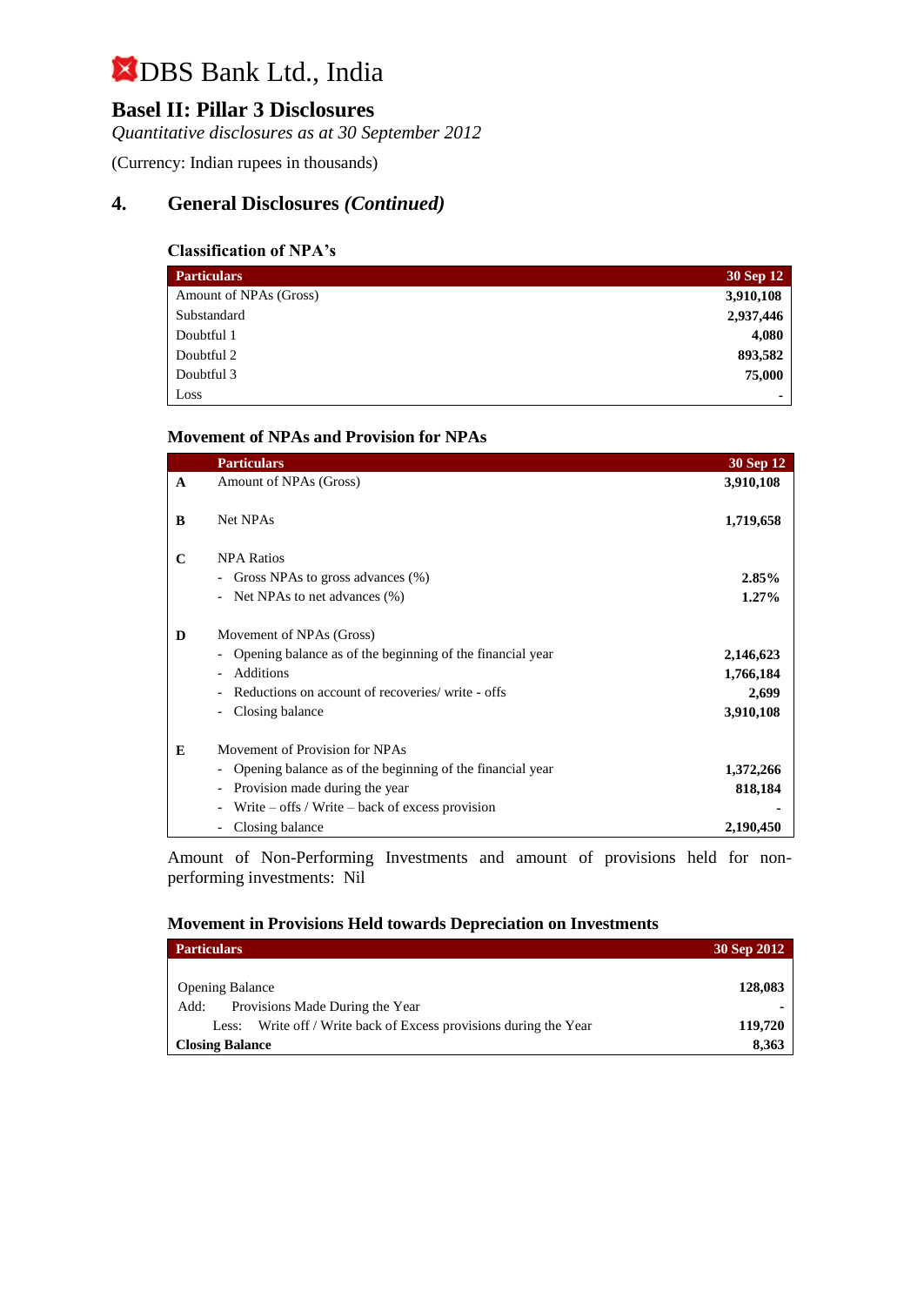# DBS Bank Ltd., India

## Basel II: Pillar 3 Disclosures

*Quantitative disclosures as at 30 September 2012*

(Currency: Indian rupees in thousands)

## 4. General Disclosures *(Continued)*

### Classification of NPA's

| Particulars | 30 Sep 12 |
|---|---|
| Amount of NPAs (Gross) | **3,910,108** |
| Substandard | **2,937,446** |
| Doubtful 1 | **4,080** |
| Doubtful 2 | **893,582** |
| Doubtful 3 | **75,000** |
| Loss | **-** |

### Movement of NPAs and Provision for NPAs

| | Particulars | 30 Sep 12 |
|---|---|---|
| **A** | Amount of NPAs (Gross) | **3,910,108** |
| **B** | Net NPAs | **1,719,658** |
| **C** | NPA Ratios | |
| | - Gross NPAs to gross advances (%) | **2.85%** |
| | - Net NPAs to net advances (%) | **1.27%** |
| **D** | Movement of NPAs (Gross) | |
| | - Opening balance as of the beginning of the financial year | **2,146,623** |
| | - Additions | **1,766,184** |
| | - Reductions on account of recoveries/ write - offs | **2,699** |
| | - Closing balance | **3,910,108** |
| **E** | Movement of Provision for NPAs | |
| | - Opening balance as of the beginning of the financial year | **1,372,266** |
| | - Provision made during the year | **818,184** |
| | - Write – offs / Write – back of excess provision | **-** |
| | - Closing balance | **2,190,450** |

Amount of Non-Performing Investments and amount of provisions held for non-performing investments: Nil

### Movement in Provisions Held towards Depreciation on Investments

| Particulars | 30 Sep 2012 |
|---|---|
| Opening Balance | **128,083** |
| Add: Provisions Made During the Year | **-** |
| Less: Write off / Write back of Excess provisions during the Year | **119,720** |
| **Closing Balance** | **8,363** |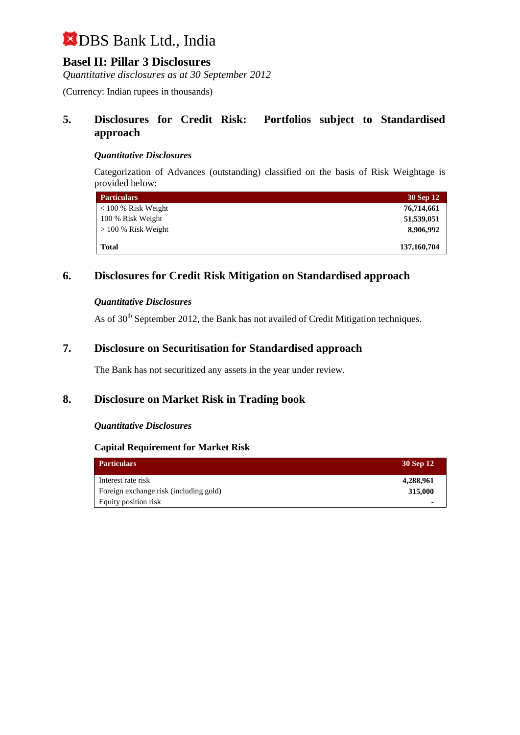# DBS Bank Ltd., India

## Basel II: Pillar 3 Disclosures

*Quantitative disclosures as at 30 September 2012*

(Currency: Indian rupees in thousands)

## 5. Disclosures for Credit Risk: Portfolios subject to Standardised approach

***Quantitative Disclosures***

Categorization of Advances (outstanding) classified on the basis of Risk Weightage is provided below:

| Particulars | 30 Sep 12 |
|---|---|
| < 100 % Risk Weight | **76,714,661** |
| 100 % Risk Weight | **51,539,051** |
| > 100 % Risk Weight | **8,906,992** |
| **Total** | **137,160,704** |

## 6. Disclosures for Credit Risk Mitigation on Standardised approach

***Quantitative Disclosures***

As of 30th September 2012, the Bank has not availed of Credit Mitigation techniques.

## 7. Disclosure on Securitisation for Standardised approach

The Bank has not securitized any assets in the year under review.

## 8. Disclosure on Market Risk in Trading book

***Quantitative Disclosures***

**Capital Requirement for Market Risk**

| Particulars | 30 Sep 12 |
|---|---|
| Interest rate risk | **4,288,961** |
| Foreign exchange risk (including gold) | **315,000** |
| Equity position risk | - |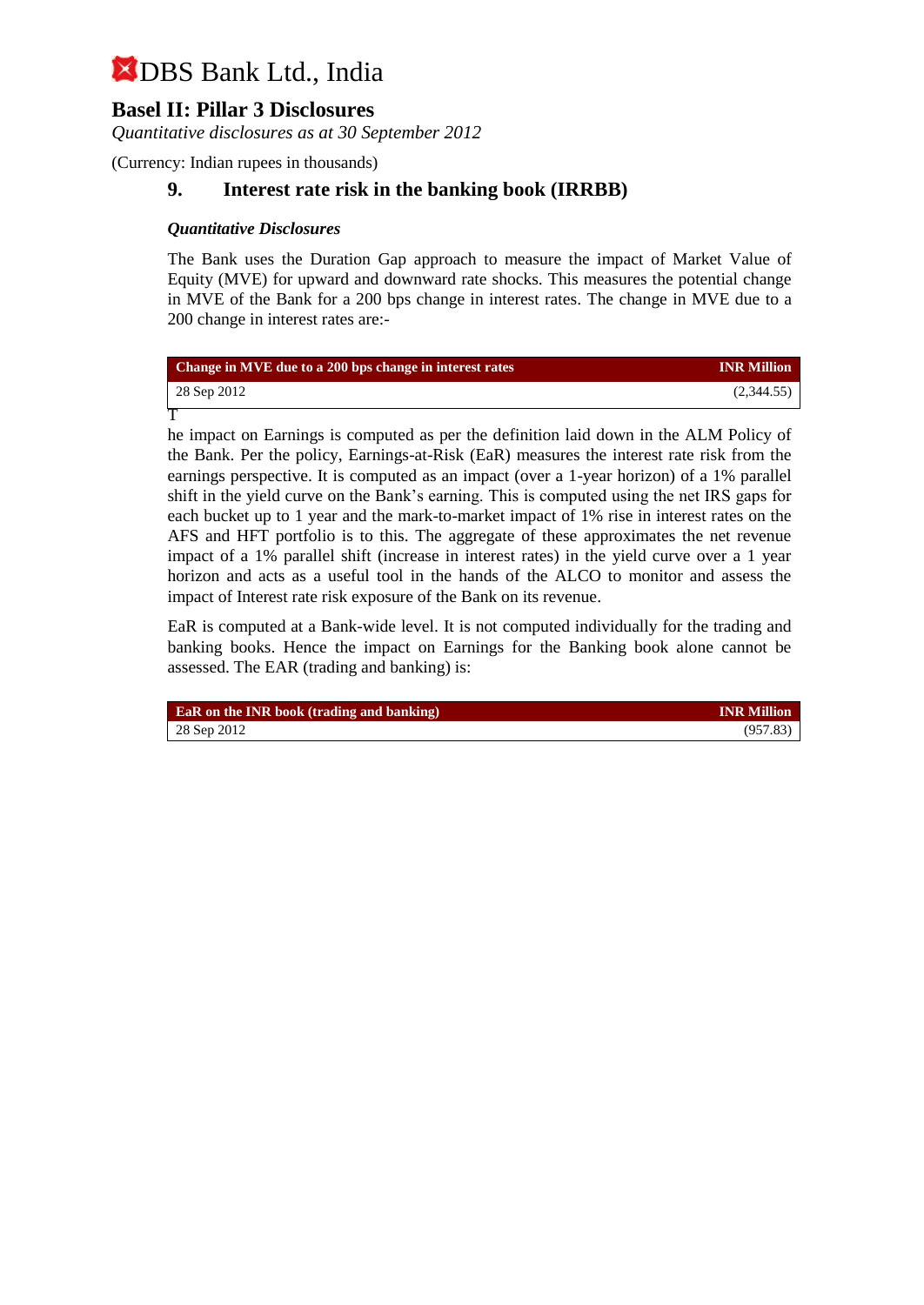# DBS Bank Ltd., India

## Basel II: Pillar 3 Disclosures

*Quantitative disclosures as at 30 September 2012*

(Currency: Indian rupees in thousands)

### 9. Interest rate risk in the banking book (IRRBB)

***Quantitative Disclosures***

The Bank uses the Duration Gap approach to measure the impact of Market Value of Equity (MVE) for upward and downward rate shocks. This measures the potential change in MVE of the Bank for a 200 bps change in interest rates. The change in MVE due to a 200 change in interest rates are:-

| Change in MVE due to a 200 bps change in interest rates | INR Million |
|---|---|
| 28 Sep 2012 | (2,344.55) |

The impact on Earnings is computed as per the definition laid down in the ALM Policy of the Bank. Per the policy, Earnings-at-Risk (EaR) measures the interest rate risk from the earnings perspective. It is computed as an impact (over a 1-year horizon) of a 1% parallel shift in the yield curve on the Bank's earning. This is computed using the net IRS gaps for each bucket up to 1 year and the mark-to-market impact of 1% rise in interest rates on the AFS and HFT portfolio is to this. The aggregate of these approximates the net revenue impact of a 1% parallel shift (increase in interest rates) in the yield curve over a 1 year horizon and acts as a useful tool in the hands of the ALCO to monitor and assess the impact of Interest rate risk exposure of the Bank on its revenue.

EaR is computed at a Bank-wide level. It is not computed individually for the trading and banking books. Hence the impact on Earnings for the Banking book alone cannot be assessed. The EAR (trading and banking) is:

| EaR on the INR book (trading and banking) | INR Million |
|---|---|
| 28 Sep 2012 | (957.83) |